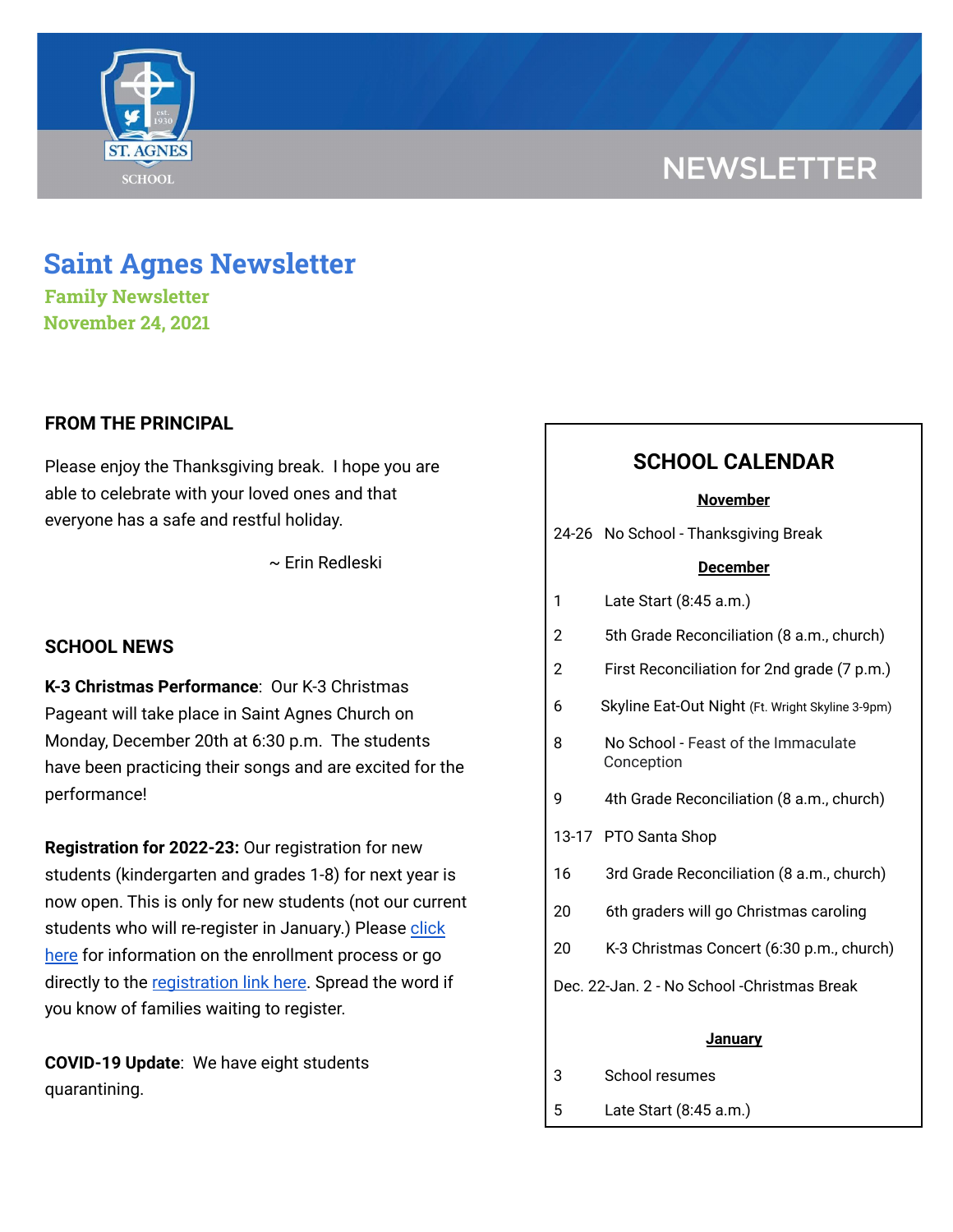NEWSLETTER

# Saint Agnes Newsletter

**Family Newsletter**
**November 24, 2021**

## FROM THE PRINCIPAL

Please enjoy the Thanksgiving break. I hope you are able to celebrate with your loved ones and that everyone has a safe and restful holiday.

~ Erin Redleski

## SCHOOL NEWS

**K-3 Christmas Performance**: Our K-3 Christmas Pageant will take place in Saint Agnes Church on Monday, December 20th at 6:30 p.m. The students have been practicing their songs and are excited for the performance!

**Registration for 2022-23:** Our registration for new students (kindergarten and grades 1-8) for next year is now open. This is only for new students (not our current students who will re-register in January.) Please [click here](#) for information on the enrollment process or go directly to the [registration link here](#). Spread the word if you know of families waiting to register.

**COVID-19 Update**: We have eight students quarantining.

## SCHOOL CALENDAR

**November**

24-26 No School - Thanksgiving Break

**December**

1 Late Start (8:45 a.m.)

2 5th Grade Reconciliation (8 a.m., church)

2 First Reconciliation for 2nd grade (7 p.m.)

6 Skyline Eat-Out Night (Ft. Wright Skyline 3-9pm)

8 No School - Feast of the Immaculate Conception

9 4th Grade Reconciliation (8 a.m., church)

13-17 PTO Santa Shop

16 3rd Grade Reconciliation (8 a.m., church)

20 6th graders will go Christmas caroling

20 K-3 Christmas Concert (6:30 p.m., church)

Dec. 22-Jan. 2 - No School -Christmas Break

**January**

3 School resumes

5 Late Start (8:45 a.m.)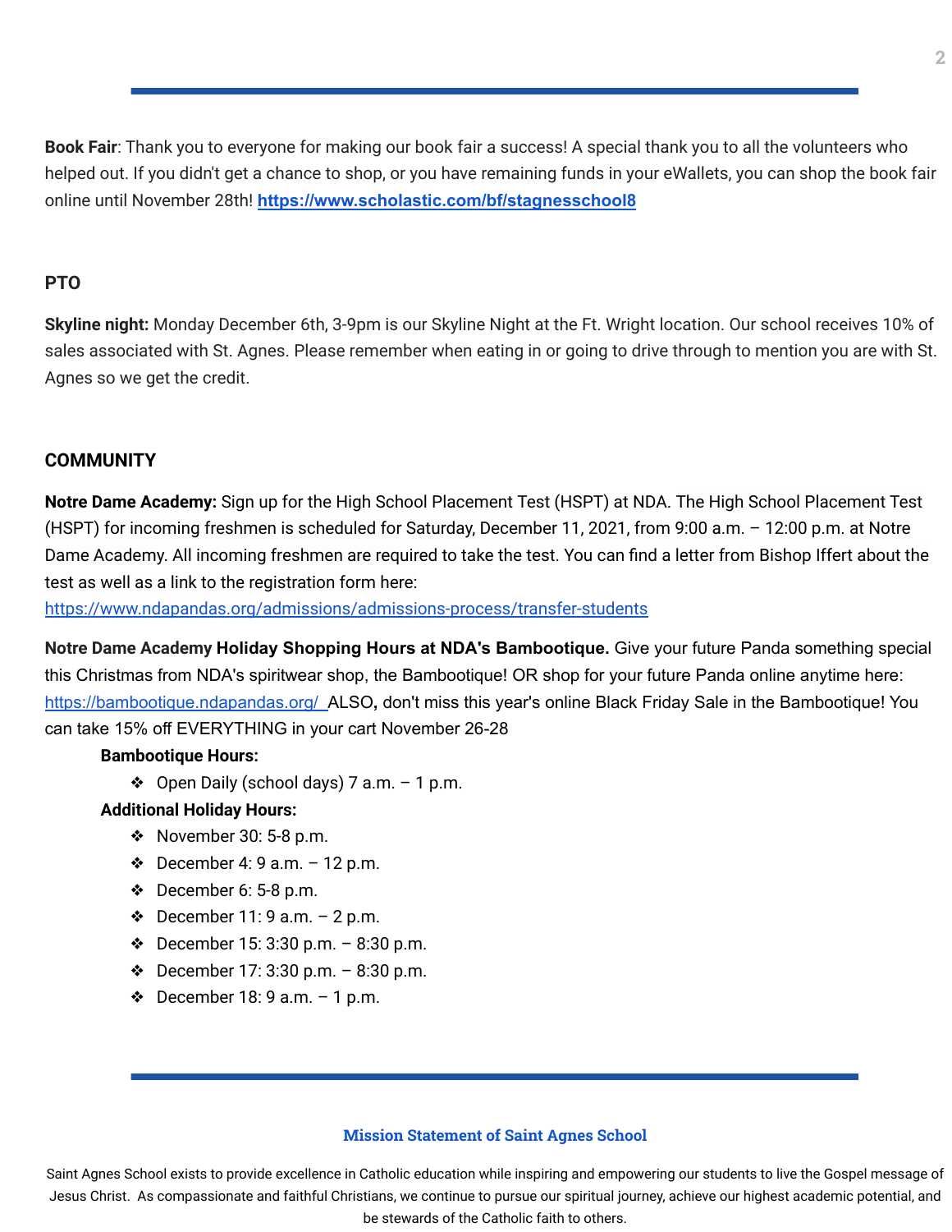**Book Fair**: Thank you to everyone for making our book fair a success! A special thank you to all the volunteers who helped out. If you didn't get a chance to shop, or you have remaining funds in your eWallets, you can shop the book fair online until November 28th! **https://www.scholastic.com/bf/stagnesschool8**

## PTO

**Skyline night:** Monday December 6th, 3-9pm is our Skyline Night at the Ft. Wright location. Our school receives 10% of sales associated with St. Agnes. Please remember when eating in or going to drive through to mention you are with St. Agnes so we get the credit.

## COMMUNITY

**Notre Dame Academy:** Sign up for the High School Placement Test (HSPT) at NDA. The High School Placement Test (HSPT) for incoming freshmen is scheduled for Saturday, December 11, 2021, from 9:00 a.m. – 12:00 p.m. at Notre Dame Academy. All incoming freshmen are required to take the test. You can find a letter from Bishop Iffert about the test as well as a link to the registration form here: https://www.ndapandas.org/admissions/admissions-process/transfer-students

**Notre Dame Academy Holiday Shopping Hours at NDA's Bambootique.** Give your future Panda something special this Christmas from NDA's spiritwear shop, the Bambootique! OR shop for your future Panda online anytime here: https://bambootique.ndapandas.org/ ALSO, don't miss this year's online Black Friday Sale in the Bambootique! You can take 15% off EVERYTHING in your cart November 26-28

**Bambootique Hours:**

- Open Daily (school days) 7 a.m. – 1 p.m.

**Additional Holiday Hours:**

- November 30: 5-8 p.m.
- December 4: 9 a.m. – 12 p.m.
- December 6: 5-8 p.m.
- December 11: 9 a.m. – 2 p.m.
- December 15: 3:30 p.m. – 8:30 p.m.
- December 17: 3:30 p.m. – 8:30 p.m.
- December 18: 9 a.m. – 1 p.m.

**Mission Statement of Saint Agnes School**

Saint Agnes School exists to provide excellence in Catholic education while inspiring and empowering our students to live the Gospel message of Jesus Christ. As compassionate and faithful Christians, we continue to pursue our spiritual journey, achieve our highest academic potential, and be stewards of the Catholic faith to others.